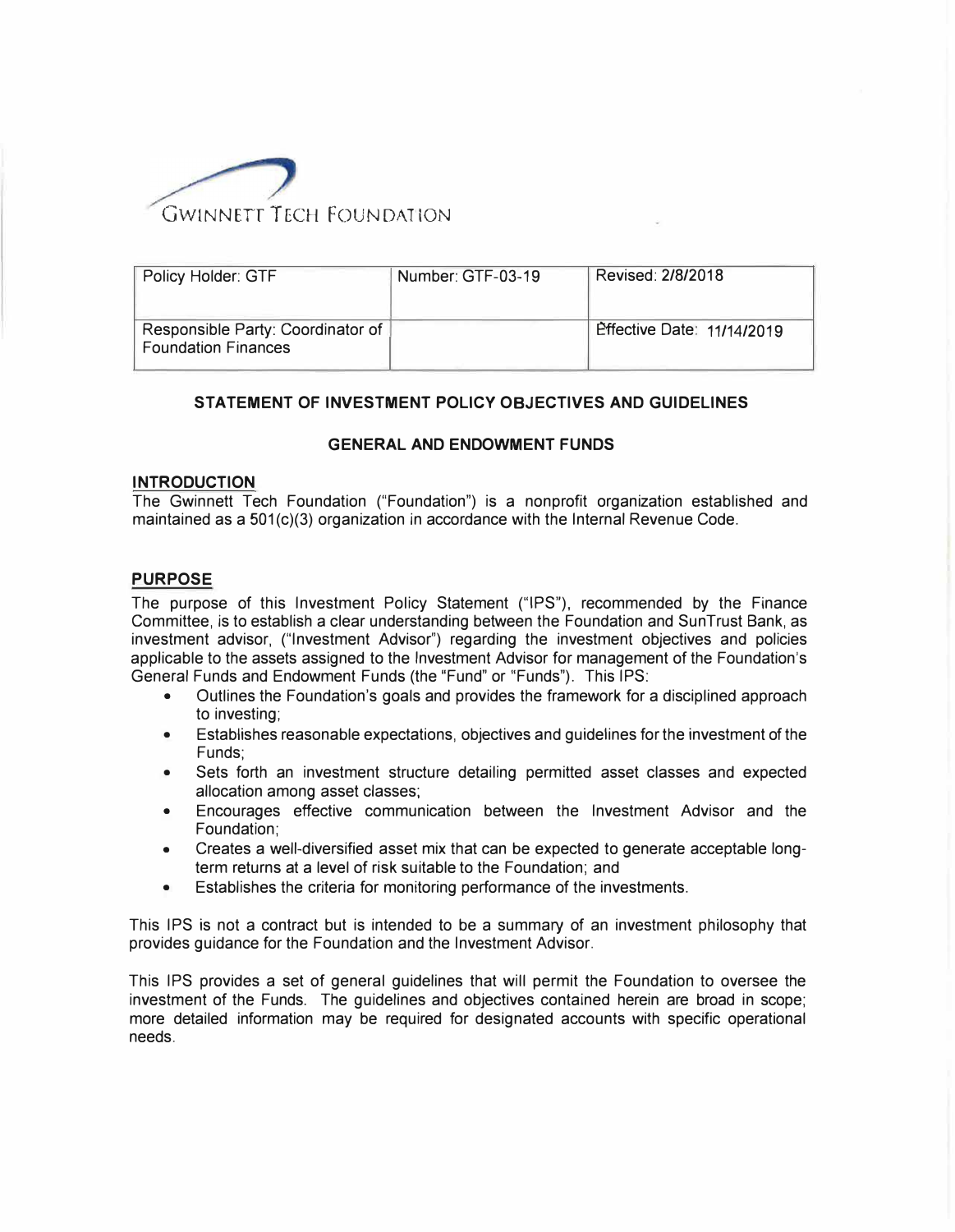GWINNETT TECH FOUNDATION

| Policy Holder: GTF | Number: GTF-03-19 | Revised: 2/8/2018 |
|---|---|---|
| Responsible Party: Coordinator of Foundation Finances | | Effective Date: 11/14/2019 |

## STATEMENT OF INVESTMENT POLICY OBJECTIVES AND GUIDELINES

### GENERAL AND ENDOWMENT FUNDS

**INTRODUCTION**

The Gwinnett Tech Foundation ("Foundation") is a nonprofit organization established and maintained as a 501(c)(3) organization in accordance with the Internal Revenue Code.

**PURPOSE**

The purpose of this Investment Policy Statement ("IPS"), recommended by the Finance Committee, is to establish a clear understanding between the Foundation and SunTrust Bank, as investment advisor, ("Investment Advisor") regarding the investment objectives and policies applicable to the assets assigned to the Investment Advisor for management of the Foundation's General Funds and Endowment Funds (the "Fund" or "Funds"). This IPS:

- Outlines the Foundation's goals and provides the framework for a disciplined approach to investing;
- Establishes reasonable expectations, objectives and guidelines for the investment of the Funds;
- Sets forth an investment structure detailing permitted asset classes and expected allocation among asset classes;
- Encourages effective communication between the Investment Advisor and the Foundation;
- Creates a well-diversified asset mix that can be expected to generate acceptable long-term returns at a level of risk suitable to the Foundation; and
- Establishes the criteria for monitoring performance of the investments.

This IPS is not a contract but is intended to be a summary of an investment philosophy that provides guidance for the Foundation and the Investment Advisor.

This IPS provides a set of general guidelines that will permit the Foundation to oversee the investment of the Funds. The guidelines and objectives contained herein are broad in scope; more detailed information may be required for designated accounts with specific operational needs.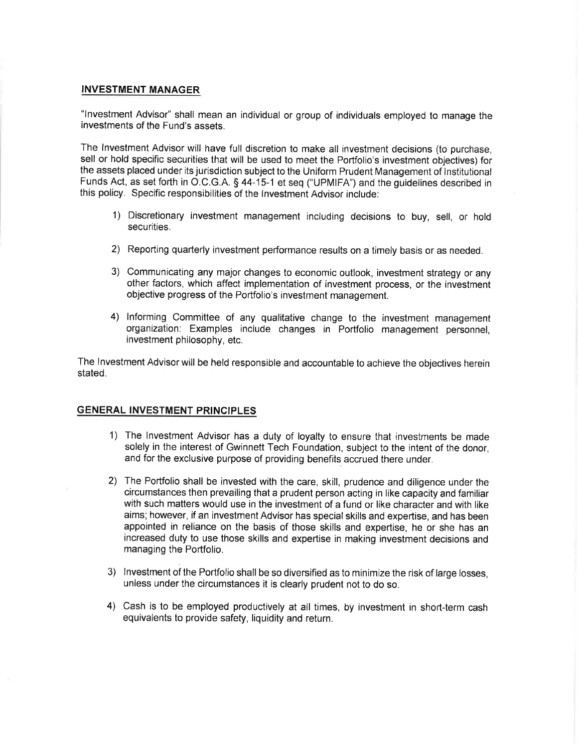## INVESTMENT MANAGER

"Investment Advisor" shall mean an individual or group of individuals employed to manage the investments of the Fund's assets.

The Investment Advisor will have full discretion to make all investment decisions (to purchase, sell or hold specific securities that will be used to meet the Portfolio's investment objectives) for the assets placed under its jurisdiction subject to the Uniform Prudent Management of Institutional Funds Act, as set forth in O.C.G.A. § 44-15-1 et seq ("UPMIFA") and the guidelines described in this policy. Specific responsibilities of the Investment Advisor include:

1) Discretionary investment management including decisions to buy, sell, or hold securities.

2) Reporting quarterly investment performance results on a timely basis or as needed.

3) Communicating any major changes to economic outlook, investment strategy or any other factors, which affect implementation of investment process, or the investment objective progress of the Portfolio's investment management.

4) Informing Committee of any qualitative change to the investment management organization: Examples include changes in Portfolio management personnel, investment philosophy, etc.

The Investment Advisor will be held responsible and accountable to achieve the objectives herein stated.

## GENERAL INVESTMENT PRINCIPLES

1) The Investment Advisor has a duty of loyalty to ensure that investments be made solely in the interest of Gwinnett Tech Foundation, subject to the intent of the donor, and for the exclusive purpose of providing benefits accrued there under.

2) The Portfolio shall be invested with the care, skill, prudence and diligence under the circumstances then prevailing that a prudent person acting in like capacity and familiar with such matters would use in the investment of a fund or like character and with like aims; however, if an investment Advisor has special skills and expertise, and has been appointed in reliance on the basis of those skills and expertise, he or she has an increased duty to use those skills and expertise in making investment decisions and managing the Portfolio.

3) Investment of the Portfolio shall be so diversified as to minimize the risk of large losses, unless under the circumstances it is clearly prudent not to do so.

4) Cash is to be employed productively at all times, by investment in short-term cash equivalents to provide safety, liquidity and return.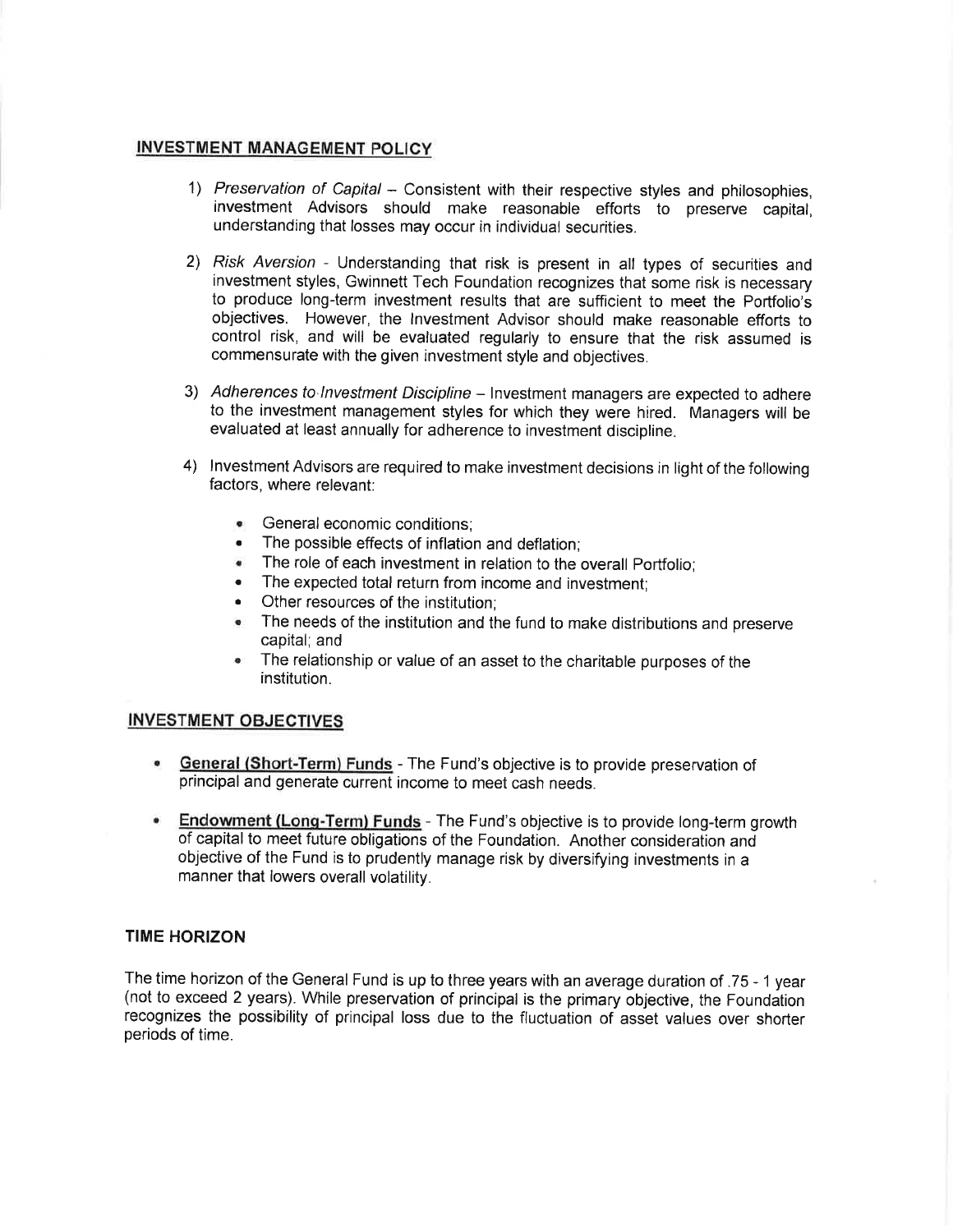## INVESTMENT MANAGEMENT POLICY

1) *Preservation of Capital* – Consistent with their respective styles and philosophies, investment Advisors should make reasonable efforts to preserve capital, understanding that losses may occur in individual securities.

2) *Risk Aversion* - Understanding that risk is present in all types of securities and investment styles, Gwinnett Tech Foundation recognizes that some risk is necessary to produce long-term investment results that are sufficient to meet the Portfolio's objectives. However, the Investment Advisor should make reasonable efforts to control risk, and will be evaluated regularly to ensure that the risk assumed is commensurate with the given investment style and objectives.

3) *Adherences to Investment Discipline* – Investment managers are expected to adhere to the investment management styles for which they were hired. Managers will be evaluated at least annually for adherence to investment discipline.

4) Investment Advisors are required to make investment decisions in light of the following factors, where relevant:

   - General economic conditions;
   - The possible effects of inflation and deflation;
   - The role of each investment in relation to the overall Portfolio;
   - The expected total return from income and investment;
   - Other resources of the institution;
   - The needs of the institution and the fund to make distributions and preserve capital; and
   - The relationship or value of an asset to the charitable purposes of the institution.

## INVESTMENT OBJECTIVES

- **General (Short-Term) Funds** - The Fund's objective is to provide preservation of principal and generate current income to meet cash needs.

- **Endowment (Long-Term) Funds** - The Fund's objective is to provide long-term growth of capital to meet future obligations of the Foundation. Another consideration and objective of the Fund is to prudently manage risk by diversifying investments in a manner that lowers overall volatility.

## TIME HORIZON

The time horizon of the General Fund is up to three years with an average duration of .75 - 1 year (not to exceed 2 years). While preservation of principal is the primary objective, the Foundation recognizes the possibility of principal loss due to the fluctuation of asset values over shorter periods of time.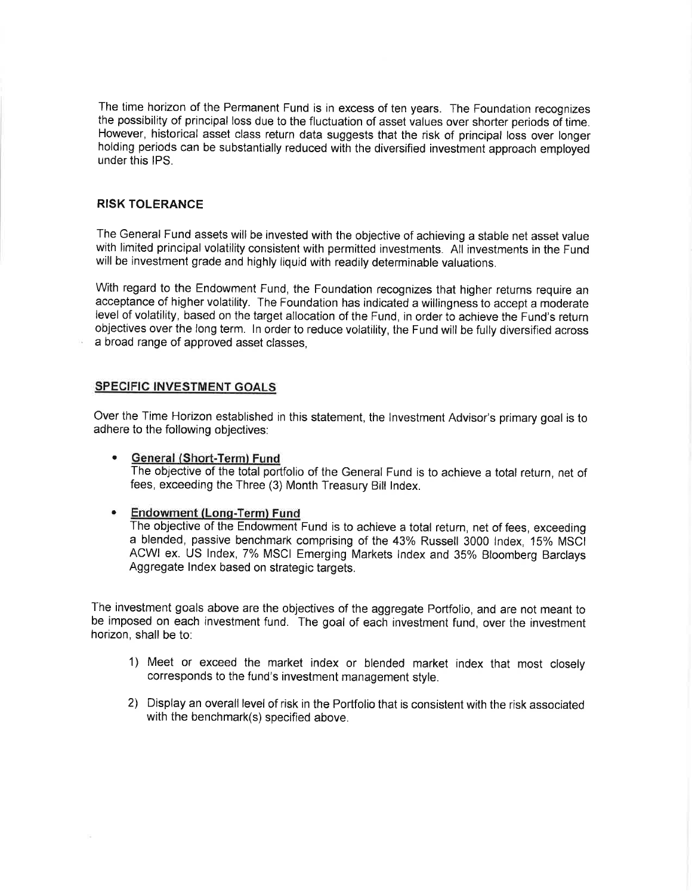The time horizon of the Permanent Fund is in excess of ten years. The Foundation recognizes the possibility of principal loss due to the fluctuation of asset values over shorter periods of time. However, historical asset class return data suggests that the risk of principal loss over longer holding periods can be substantially reduced with the diversified investment approach employed under this IPS.

## RISK TOLERANCE

The General Fund assets will be invested with the objective of achieving a stable net asset value with limited principal volatility consistent with permitted investments. All investments in the Fund will be investment grade and highly liquid with readily determinable valuations.

With regard to the Endowment Fund, the Foundation recognizes that higher returns require an acceptance of higher volatility. The Foundation has indicated a willingness to accept a moderate level of volatility, based on the target allocation of the Fund, in order to achieve the Fund's return objectives over the long term. In order to reduce volatility, the Fund will be fully diversified across a broad range of approved asset classes,

## SPECIFIC INVESTMENT GOALS

Over the Time Horizon established in this statement, the Investment Advisor's primary goal is to adhere to the following objectives:

- **General (Short-Term) Fund**
  The objective of the total portfolio of the General Fund is to achieve a total return, net of fees, exceeding the Three (3) Month Treasury Bill Index.

- **Endowment (Long-Term) Fund**
  The objective of the Endowment Fund is to achieve a total return, net of fees, exceeding a blended, passive benchmark comprising of the 43% Russell 3000 Index, 15% MSCI ACWI ex. US Index, 7% MSCI Emerging Markets Index and 35% Bloomberg Barclays Aggregate Index based on strategic targets.

The investment goals above are the objectives of the aggregate Portfolio, and are not meant to be imposed on each investment fund. The goal of each investment fund, over the investment horizon, shall be to:

1) Meet or exceed the market index or blended market index that most closely corresponds to the fund's investment management style.

2) Display an overall level of risk in the Portfolio that is consistent with the risk associated with the benchmark(s) specified above.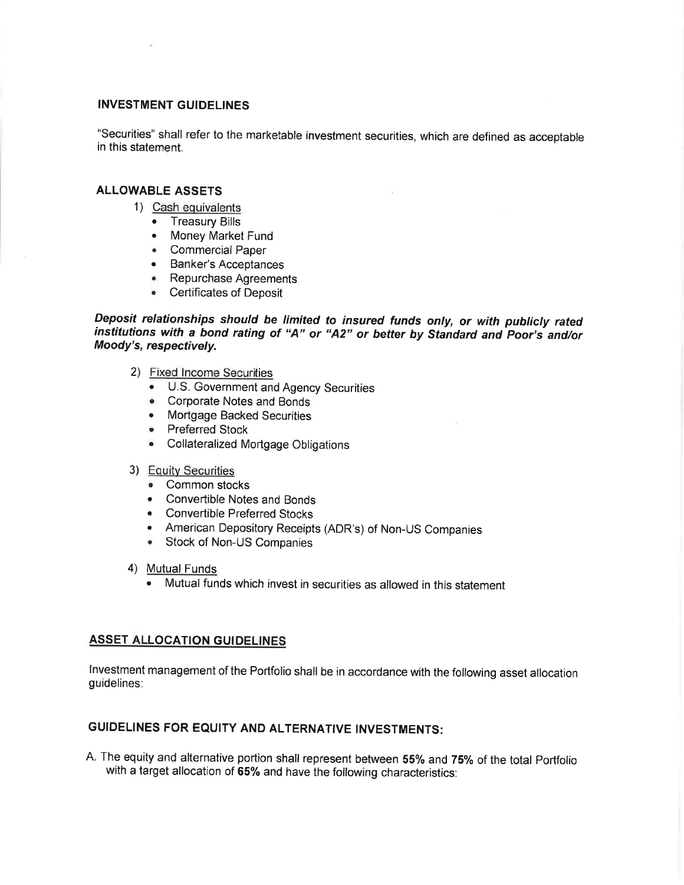## INVESTMENT GUIDELINES

"Securities" shall refer to the marketable investment securities, which are defined as acceptable in this statement.

## ALLOWABLE ASSETS

1) Cash equivalents
   - Treasury Bills
   - Money Market Fund
   - Commercial Paper
   - Banker's Acceptances
   - Repurchase Agreements
   - Certificates of Deposit

***Deposit relationships should be limited to insured funds only, or with publicly rated institutions with a bond rating of "A" or "A2" or better by Standard and Poor's and/or Moody's, respectively.***

2) Fixed Income Securities
   - U.S. Government and Agency Securities
   - Corporate Notes and Bonds
   - Mortgage Backed Securities
   - Preferred Stock
   - Collateralized Mortgage Obligations

3) Equity Securities
   - Common stocks
   - Convertible Notes and Bonds
   - Convertible Preferred Stocks
   - American Depository Receipts (ADR's) of Non-US Companies
   - Stock of Non-US Companies

4) Mutual Funds
   - Mutual funds which invest in securities as allowed in this statement

## ASSET ALLOCATION GUIDELINES

Investment management of the Portfolio shall be in accordance with the following asset allocation guidelines:

## GUIDELINES FOR EQUITY AND ALTERNATIVE INVESTMENTS:

A. The equity and alternative portion shall represent between **55%** and **75%** of the total Portfolio with a target allocation of **65%** and have the following characteristics: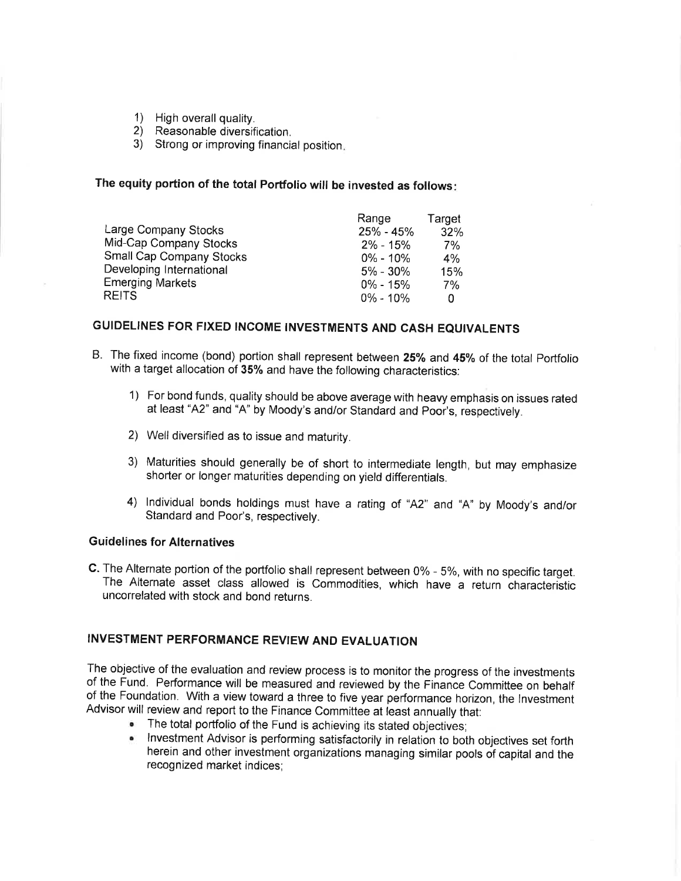1) High overall quality.
2) Reasonable diversification.
3) Strong or improving financial position.

**The equity portion of the total Portfolio will be invested as follows:**

| | Range | Target |
|---|---|---|
| Large Company Stocks | 25% - 45% | 32% |
| Mid-Cap Company Stocks | 2% - 15% | 7% |
| Small Cap Company Stocks | 0% - 10% | 4% |
| Developing International | 5% - 30% | 15% |
| Emerging Markets | 0% - 15% | 7% |
| REITS | 0% - 10% | 0 |

## GUIDELINES FOR FIXED INCOME INVESTMENTS AND CASH EQUIVALENTS

B. The fixed income (bond) portion shall represent between **25%** and **45%** of the total Portfolio with a target allocation of **35%** and have the following characteristics:

1) For bond funds, quality should be above average with heavy emphasis on issues rated at least "A2" and "A" by Moody's and/or Standard and Poor's, respectively.

2) Well diversified as to issue and maturity.

3) Maturities should generally be of short to intermediate length, but may emphasize shorter or longer maturities depending on yield differentials.

4) Individual bonds holdings must have a rating of "A2" and "A" by Moody's and/or Standard and Poor's, respectively.

### Guidelines for Alternatives

**C.** The Alternate portion of the portfolio shall represent between 0% - 5%, with no specific target. The Alternate asset class allowed is Commodities, which have a return characteristic uncorrelated with stock and bond returns.

## INVESTMENT PERFORMANCE REVIEW AND EVALUATION

The objective of the evaluation and review process is to monitor the progress of the investments of the Fund. Performance will be measured and reviewed by the Finance Committee on behalf of the Foundation. With a view toward a three to five year performance horizon, the Investment Advisor will review and report to the Finance Committee at least annually that:

- The total portfolio of the Fund is achieving its stated objectives;
- Investment Advisor is performing satisfactorily in relation to both objectives set forth herein and other investment organizations managing similar pools of capital and the recognized market indices;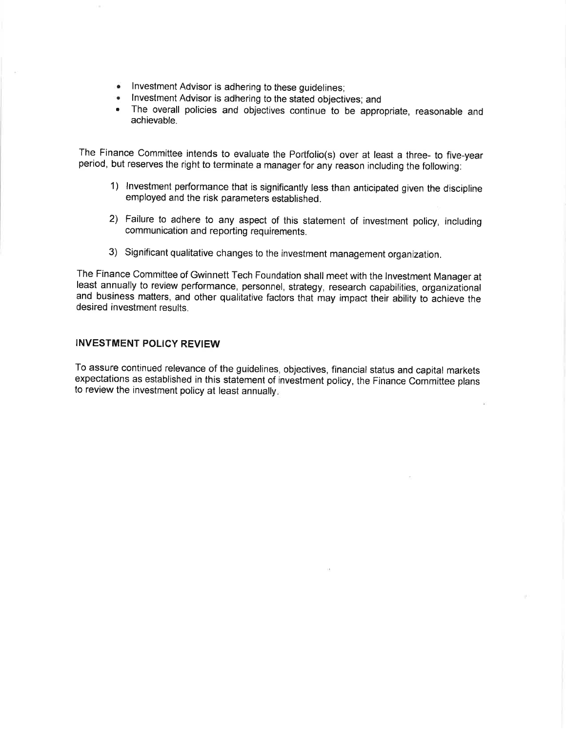- Investment Advisor is adhering to these guidelines;
- Investment Advisor is adhering to the stated objectives; and
- The overall policies and objectives continue to be appropriate, reasonable and achievable.

The Finance Committee intends to evaluate the Portfolio(s) over at least a three- to five-year period, but reserves the right to terminate a manager for any reason including the following:

1) Investment performance that is significantly less than anticipated given the discipline employed and the risk parameters established.

2) Failure to adhere to any aspect of this statement of investment policy, including communication and reporting requirements.

3) Significant qualitative changes to the investment management organization.

The Finance Committee of Gwinnett Tech Foundation shall meet with the Investment Manager at least annually to review performance, personnel, strategy, research capabilities, organizational and business matters, and other qualitative factors that may impact their ability to achieve the desired investment results.

## INVESTMENT POLICY REVIEW

To assure continued relevance of the guidelines, objectives, financial status and capital markets expectations as established in this statement of investment policy, the Finance Committee plans to review the investment policy at least annually.